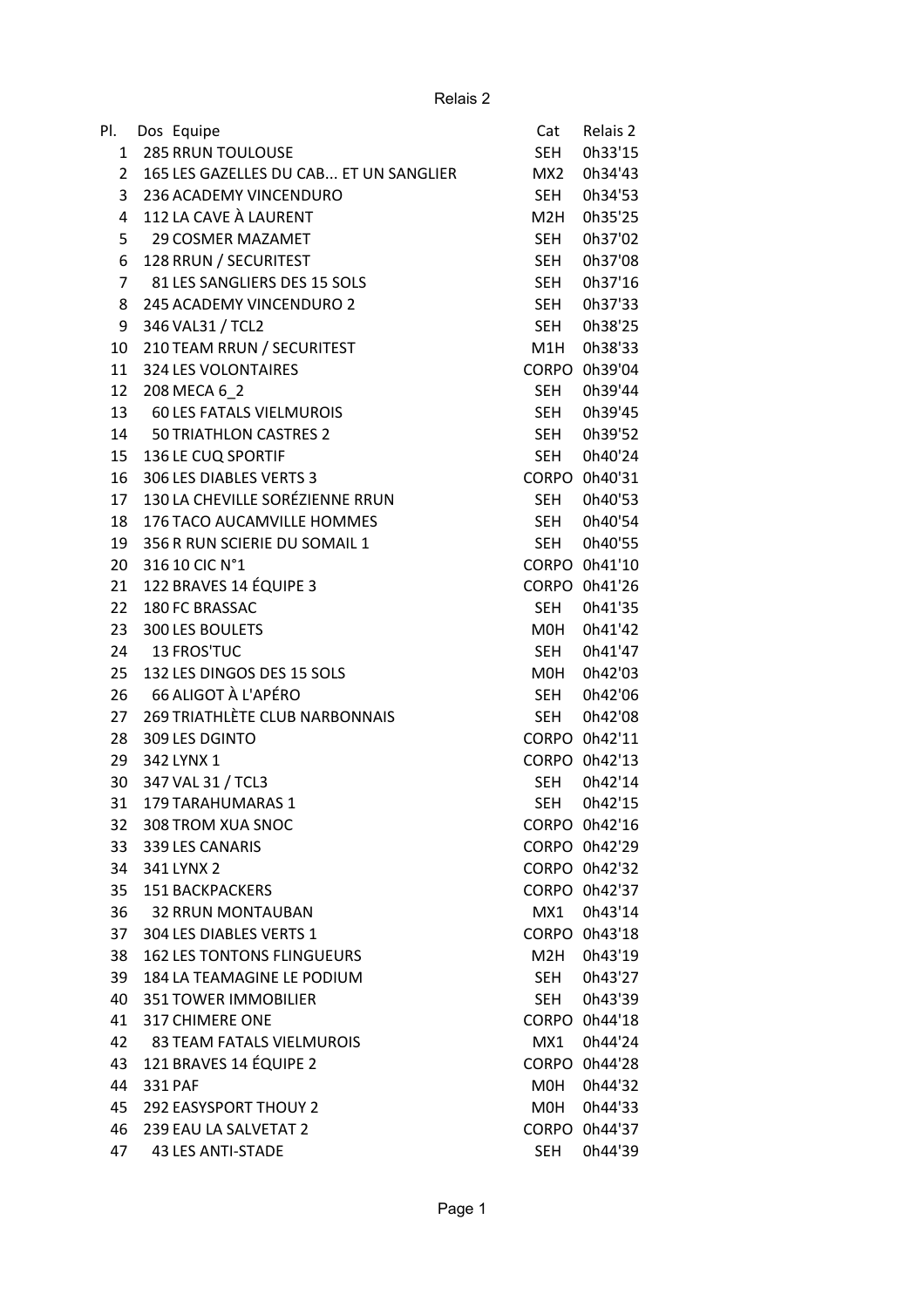# Relais 2

| Pl. | Dos | Equipe | Cat | Relais 2 |
|---|---|---|---|---|
| 1 | 285 | RRUN TOULOUSE | SEH | 0h33'15 |
| 2 | 165 | LES GAZELLES DU CAB... ET UN SANGLIER | MX2 | 0h34'43 |
| 3 | 236 | ACADEMY VINCENDURO | SEH | 0h34'53 |
| 4 | 112 | LA CAVE À LAURENT | M2H | 0h35'25 |
| 5 | 29 | COSMER MAZAMET | SEH | 0h37'02 |
| 6 | 128 | RRUN / SECURITEST | SEH | 0h37'08 |
| 7 | 81 | LES SANGLIERS DES 15 SOLS | SEH | 0h37'16 |
| 8 | 245 | ACADEMY VINCENDURO 2 | SEH | 0h37'33 |
| 9 | 346 | VAL31 / TCL2 | SEH | 0h38'25 |
| 10 | 210 | TEAM RRUN / SECURITEST | M1H | 0h38'33 |
| 11 | 324 | LES VOLONTAIRES | CORPO | 0h39'04 |
| 12 | 208 | MECA 6_2 | SEH | 0h39'44 |
| 13 | 60 | LES FATALS VIELMUROIS | SEH | 0h39'45 |
| 14 | 50 | TRIATHLON CASTRES 2 | SEH | 0h39'52 |
| 15 | 136 | LE CUQ SPORTIF | SEH | 0h40'24 |
| 16 | 306 | LES DIABLES VERTS 3 | CORPO | 0h40'31 |
| 17 | 130 | LA CHEVILLE SORÉZIENNE RRUN | SEH | 0h40'53 |
| 18 | 176 | TACO AUCAMVILLE HOMMES | SEH | 0h40'54 |
| 19 | 356 | R RUN SCIERIE DU SOMAIL 1 | SEH | 0h40'55 |
| 20 | 316 | 10 CIC N°1 | CORPO | 0h41'10 |
| 21 | 122 | BRAVES 14 ÉQUIPE 3 | CORPO | 0h41'26 |
| 22 | 180 | FC BRASSAC | SEH | 0h41'35 |
| 23 | 300 | LES BOULETS | M0H | 0h41'42 |
| 24 | 13 | FROS'TUC | SEH | 0h41'47 |
| 25 | 132 | LES DINGOS DES 15 SOLS | M0H | 0h42'03 |
| 26 | 66 | ALIGOT À L'APÉRO | SEH | 0h42'06 |
| 27 | 269 | TRIATHLÈTE CLUB NARBONNAIS | SEH | 0h42'08 |
| 28 | 309 | LES DGINTO | CORPO | 0h42'11 |
| 29 | 342 | LYNX 1 | CORPO | 0h42'13 |
| 30 | 347 | VAL 31 / TCL3 | SEH | 0h42'14 |
| 31 | 179 | TARAHUMARAS 1 | SEH | 0h42'15 |
| 32 | 308 | TROM XUA SNOC | CORPO | 0h42'16 |
| 33 | 339 | LES CANARIS | CORPO | 0h42'29 |
| 34 | 341 | LYNX 2 | CORPO | 0h42'32 |
| 35 | 151 | BACKPACKERS | CORPO | 0h42'37 |
| 36 | 32 | RRUN MONTAUBAN | MX1 | 0h43'14 |
| 37 | 304 | LES DIABLES VERTS 1 | CORPO | 0h43'18 |
| 38 | 162 | LES TONTONS FLINGUEURS | M2H | 0h43'19 |
| 39 | 184 | LA TEAMAGINE LE PODIUM | SEH | 0h43'27 |
| 40 | 351 | TOWER IMMOBILIER | SEH | 0h43'39 |
| 41 | 317 | CHIMERE ONE | CORPO | 0h44'18 |
| 42 | 83 | TEAM FATALS VIELMUROIS | MX1 | 0h44'24 |
| 43 | 121 | BRAVES 14 ÉQUIPE 2 | CORPO | 0h44'28 |
| 44 | 331 | PAF | M0H | 0h44'32 |
| 45 | 292 | EASYSPORT THOUY 2 | M0H | 0h44'33 |
| 46 | 239 | EAU LA SALVETAT 2 | CORPO | 0h44'37 |
| 47 | 43 | LES ANTI-STADE | SEH | 0h44'39 |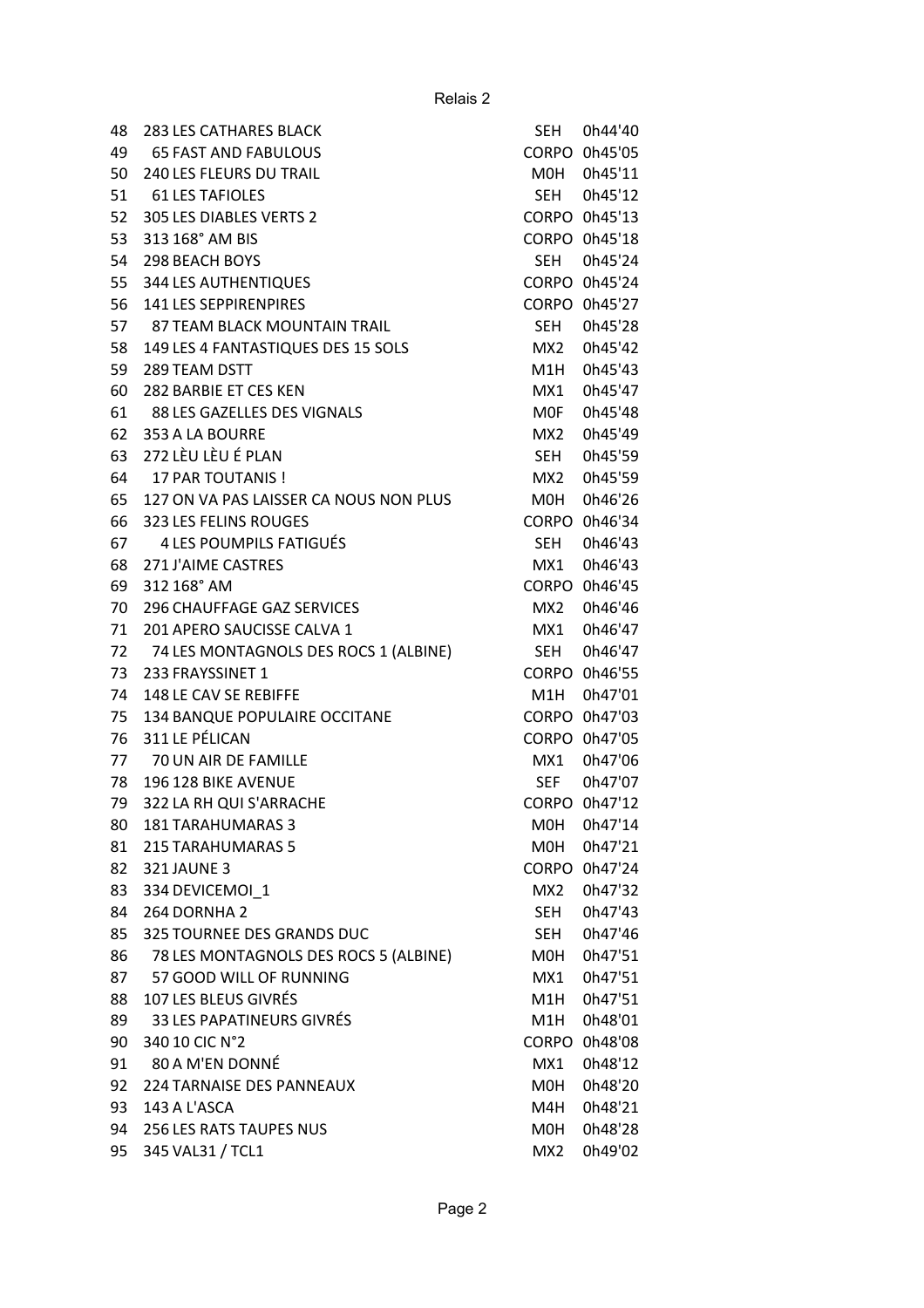Relais 2

| | | | | |
|---|---|---|---|---|
| 48 | 283 | LES CATHARES BLACK | SEH | 0h44'40 |
| 49 | 65 | FAST AND FABULOUS | CORPO | 0h45'05 |
| 50 | 240 | LES FLEURS DU TRAIL | M0H | 0h45'11 |
| 51 | 61 | LES TAFIOLES | SEH | 0h45'12 |
| 52 | 305 | LES DIABLES VERTS 2 | CORPO | 0h45'13 |
| 53 | 313 | 168° AM BIS | CORPO | 0h45'18 |
| 54 | 298 | BEACH BOYS | SEH | 0h45'24 |
| 55 | 344 | LES AUTHENTIQUES | CORPO | 0h45'24 |
| 56 | 141 | LES SEPPIRENPIRES | CORPO | 0h45'27 |
| 57 | 87 | TEAM BLACK MOUNTAIN TRAIL | SEH | 0h45'28 |
| 58 | 149 | LES 4 FANTASTIQUES DES 15 SOLS | MX2 | 0h45'42 |
| 59 | 289 | TEAM DSTT | M1H | 0h45'43 |
| 60 | 282 | BARBIE ET CES KEN | MX1 | 0h45'47 |
| 61 | 88 | LES GAZELLES DES VIGNALS | M0F | 0h45'48 |
| 62 | 353 | A LA BOURRE | MX2 | 0h45'49 |
| 63 | 272 | LÈU LÈU É PLAN | SEH | 0h45'59 |
| 64 | 17 | PAR TOUTANIS ! | MX2 | 0h45'59 |
| 65 | 127 | ON VA PAS LAISSER CA NOUS NON PLUS | M0H | 0h46'26 |
| 66 | 323 | LES FELINS ROUGES | CORPO | 0h46'34 |
| 67 | 4 | LES POUMPILS FATIGUÉS | SEH | 0h46'43 |
| 68 | 271 | J'AIME CASTRES | MX1 | 0h46'43 |
| 69 | 312 | 168° AM | CORPO | 0h46'45 |
| 70 | 296 | CHAUFFAGE GAZ SERVICES | MX2 | 0h46'46 |
| 71 | 201 | APERO SAUCISSE CALVA 1 | MX1 | 0h46'47 |
| 72 | 74 | LES MONTAGNOLS DES ROCS 1 (ALBINE) | SEH | 0h46'47 |
| 73 | 233 | FRAYSSINET 1 | CORPO | 0h46'55 |
| 74 | 148 | LE CAV SE REBIFFE | M1H | 0h47'01 |
| 75 | 134 | BANQUE POPULAIRE OCCITANE | CORPO | 0h47'03 |
| 76 | 311 | LE PÉLICAN | CORPO | 0h47'05 |
| 77 | 70 | UN AIR DE FAMILLE | MX1 | 0h47'06 |
| 78 | 196 | 128 BIKE AVENUE | SEF | 0h47'07 |
| 79 | 322 | LA RH QUI S'ARRACHE | CORPO | 0h47'12 |
| 80 | 181 | TARAHUMARAS 3 | M0H | 0h47'14 |
| 81 | 215 | TARAHUMARAS 5 | M0H | 0h47'21 |
| 82 | 321 | JAUNE 3 | CORPO | 0h47'24 |
| 83 | 334 | DEVICEMOI_1 | MX2 | 0h47'32 |
| 84 | 264 | DORNHA 2 | SEH | 0h47'43 |
| 85 | 325 | TOURNEE DES GRANDS DUC | SEH | 0h47'46 |
| 86 | 78 | LES MONTAGNOLS DES ROCS 5 (ALBINE) | M0H | 0h47'51 |
| 87 | 57 | GOOD WILL OF RUNNING | MX1 | 0h47'51 |
| 88 | 107 | LES BLEUS GIVRÉS | M1H | 0h47'51 |
| 89 | 33 | LES PAPATINEURS GIVRÉS | M1H | 0h48'01 |
| 90 | 340 | 10 CIC N°2 | CORPO | 0h48'08 |
| 91 | 80 | A M'EN DONNÉ | MX1 | 0h48'12 |
| 92 | 224 | TARNAISE DES PANNEAUX | M0H | 0h48'20 |
| 93 | 143 | A L'ASCA | M4H | 0h48'21 |
| 94 | 256 | LES RATS TAUPES NUS | M0H | 0h48'28 |
| 95 | 345 | VAL31 / TCL1 | MX2 | 0h49'02 |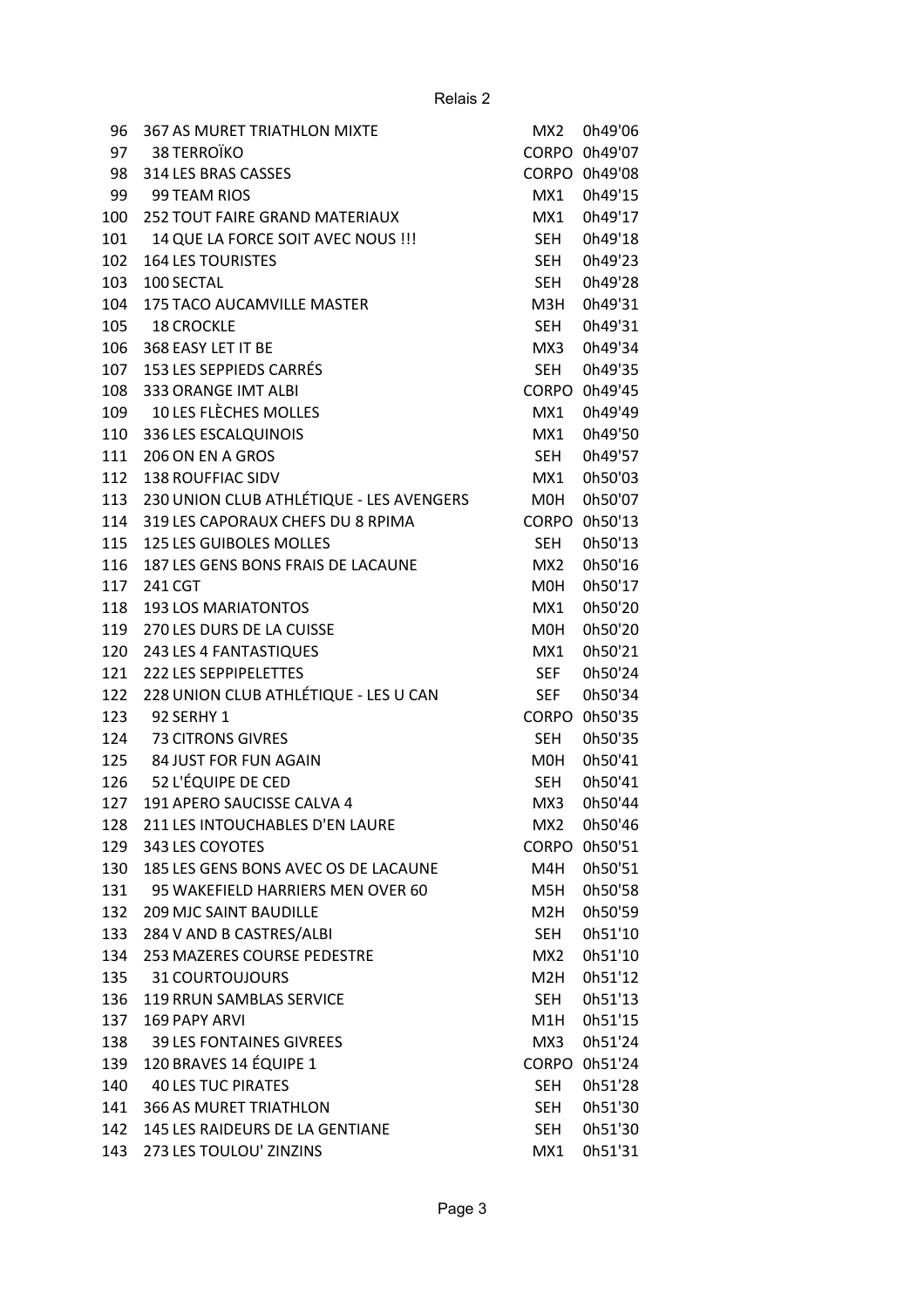Relais 2

| | | | |
|---|---|---|---|
| 96 | 367 AS MURET TRIATHLON MIXTE | MX2 | 0h49'06 |
| 97 | 38 TERROÏKO | CORPO | 0h49'07 |
| 98 | 314 LES BRAS CASSES | CORPO | 0h49'08 |
| 99 | 99 TEAM RIOS | MX1 | 0h49'15 |
| 100 | 252 TOUT FAIRE GRAND MATERIAUX | MX1 | 0h49'17 |
| 101 | 14 QUE LA FORCE SOIT AVEC NOUS !!! | SEH | 0h49'18 |
| 102 | 164 LES TOURISTES | SEH | 0h49'23 |
| 103 | 100 SECTAL | SEH | 0h49'28 |
| 104 | 175 TACO AUCAMVILLE MASTER | M3H | 0h49'31 |
| 105 | 18 CROCKLE | SEH | 0h49'31 |
| 106 | 368 EASY LET IT BE | MX3 | 0h49'34 |
| 107 | 153 LES SEPPIEDS CARRÉS | SEH | 0h49'35 |
| 108 | 333 ORANGE IMT ALBI | CORPO | 0h49'45 |
| 109 | 10 LES FLÈCHES MOLLES | MX1 | 0h49'49 |
| 110 | 336 LES ESCALQUINOIS | MX1 | 0h49'50 |
| 111 | 206 ON EN A GROS | SEH | 0h49'57 |
| 112 | 138 ROUFFIAC SIDV | MX1 | 0h50'03 |
| 113 | 230 UNION CLUB ATHLÉTIQUE - LES AVENGERS | M0H | 0h50'07 |
| 114 | 319 LES CAPORAUX CHEFS DU 8 RPIMA | CORPO | 0h50'13 |
| 115 | 125 LES GUIBOLES MOLLES | SEH | 0h50'13 |
| 116 | 187 LES GENS BONS FRAIS DE LACAUNE | MX2 | 0h50'16 |
| 117 | 241 CGT | M0H | 0h50'17 |
| 118 | 193 LOS MARIATONTOS | MX1 | 0h50'20 |
| 119 | 270 LES DURS DE LA CUISSE | M0H | 0h50'20 |
| 120 | 243 LES 4 FANTASTIQUES | MX1 | 0h50'21 |
| 121 | 222 LES SEPPIPELETTES | SEF | 0h50'24 |
| 122 | 228 UNION CLUB ATHLÉTIQUE - LES U CAN | SEF | 0h50'34 |
| 123 | 92 SERHY 1 | CORPO | 0h50'35 |
| 124 | 73 CITRONS GIVRES | SEH | 0h50'35 |
| 125 | 84 JUST FOR FUN AGAIN | M0H | 0h50'41 |
| 126 | 52 L'ÉQUIPE DE CED | SEH | 0h50'41 |
| 127 | 191 APERO SAUCISSE CALVA 4 | MX3 | 0h50'44 |
| 128 | 211 LES INTOUCHABLES D'EN LAURE | MX2 | 0h50'46 |
| 129 | 343 LES COYOTES | CORPO | 0h50'51 |
| 130 | 185 LES GENS BONS AVEC OS DE LACAUNE | M4H | 0h50'51 |
| 131 | 95 WAKEFIELD HARRIERS MEN OVER 60 | M5H | 0h50'58 |
| 132 | 209 MJC SAINT BAUDILLE | M2H | 0h50'59 |
| 133 | 284 V AND B CASTRES/ALBI | SEH | 0h51'10 |
| 134 | 253 MAZERES COURSE PEDESTRE | MX2 | 0h51'10 |
| 135 | 31 COURTOUJOURS | M2H | 0h51'12 |
| 136 | 119 RRUN SAMBLAS SERVICE | SEH | 0h51'13 |
| 137 | 169 PAPY ARVI | M1H | 0h51'15 |
| 138 | 39 LES FONTAINES GIVREES | MX3 | 0h51'24 |
| 139 | 120 BRAVES 14 ÉQUIPE 1 | CORPO | 0h51'24 |
| 140 | 40 LES TUC PIRATES | SEH | 0h51'28 |
| 141 | 366 AS MURET TRIATHLON | SEH | 0h51'30 |
| 142 | 145 LES RAIDEURS DE LA GENTIANE | SEH | 0h51'30 |
| 143 | 273 LES TOULOU' ZINZINS | MX1 | 0h51'31 |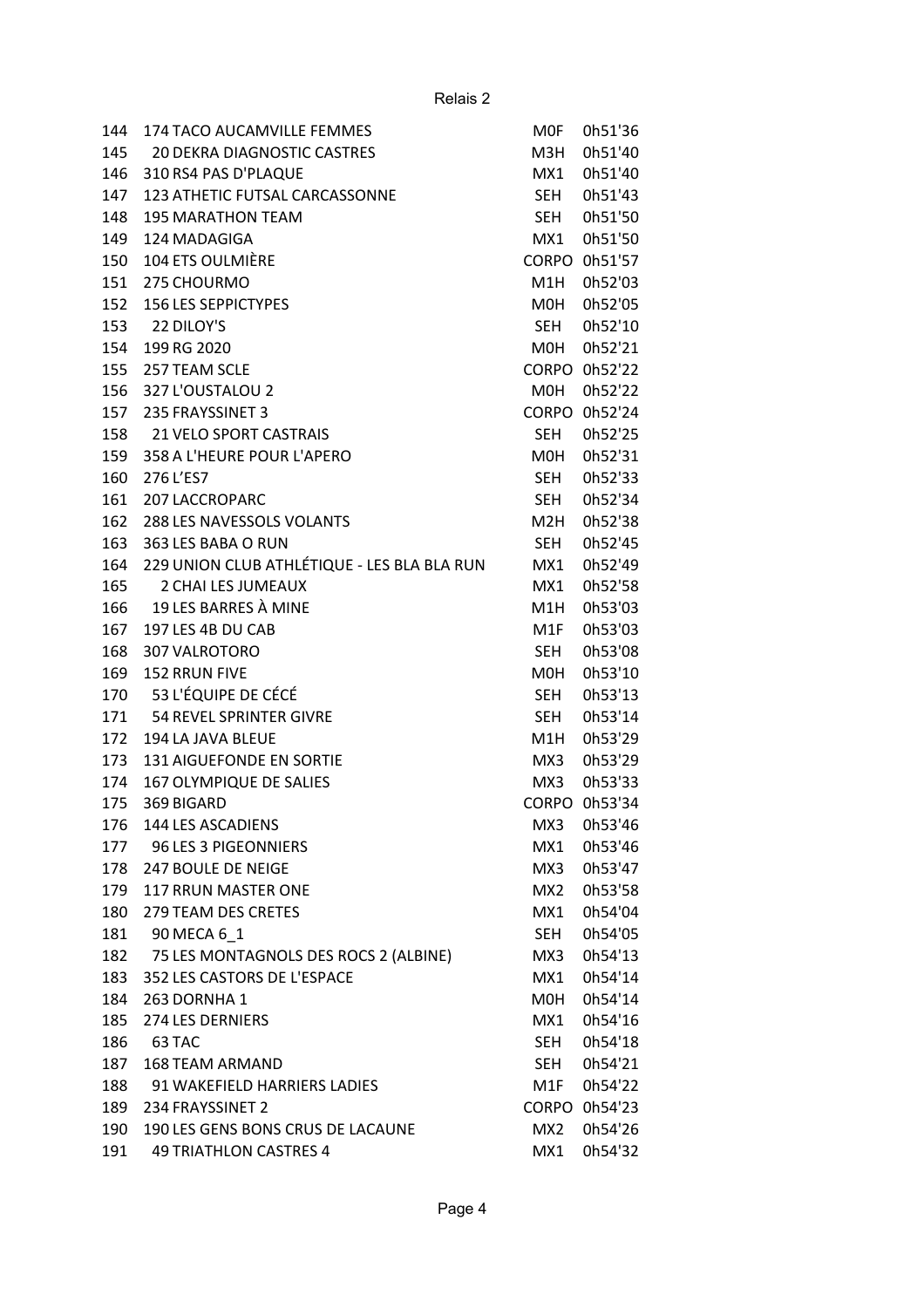Relais 2

| | | | |
|---|---|---|---|
| 144 | 174 TACO AUCAMVILLE FEMMES | M0F | 0h51'36 |
| 145 | 20 DEKRA DIAGNOSTIC CASTRES | M3H | 0h51'40 |
| 146 | 310 RS4 PAS D'PLAQUE | MX1 | 0h51'40 |
| 147 | 123 ATHETIC FUTSAL CARCASSONNE | SEH | 0h51'43 |
| 148 | 195 MARATHON TEAM | SEH | 0h51'50 |
| 149 | 124 MADAGIGA | MX1 | 0h51'50 |
| 150 | 104 ETS OULMIÈRE | CORPO | 0h51'57 |
| 151 | 275 CHOURMO | M1H | 0h52'03 |
| 152 | 156 LES SEPPICTYPES | M0H | 0h52'05 |
| 153 | 22 DILOY'S | SEH | 0h52'10 |
| 154 | 199 RG 2020 | M0H | 0h52'21 |
| 155 | 257 TEAM SCLE | CORPO | 0h52'22 |
| 156 | 327 L'OUSTALOU 2 | M0H | 0h52'22 |
| 157 | 235 FRAYSSINET 3 | CORPO | 0h52'24 |
| 158 | 21 VELO SPORT CASTRAIS | SEH | 0h52'25 |
| 159 | 358 A L'HEURE POUR L'APERO | M0H | 0h52'31 |
| 160 | 276 L'ES7 | SEH | 0h52'33 |
| 161 | 207 LACCROPARC | SEH | 0h52'34 |
| 162 | 288 LES NAVESSOLS VOLANTS | M2H | 0h52'38 |
| 163 | 363 LES BABA O RUN | SEH | 0h52'45 |
| 164 | 229 UNION CLUB ATHLÉTIQUE - LES BLA BLA RUN | MX1 | 0h52'49 |
| 165 | 2 CHAI LES JUMEAUX | MX1 | 0h52'58 |
| 166 | 19 LES BARRES À MINE | M1H | 0h53'03 |
| 167 | 197 LES 4B DU CAB | M1F | 0h53'03 |
| 168 | 307 VALROTORO | SEH | 0h53'08 |
| 169 | 152 RRUN FIVE | M0H | 0h53'10 |
| 170 | 53 L'ÉQUIPE DE CÉCÉ | SEH | 0h53'13 |
| 171 | 54 REVEL SPRINTER GIVRE | SEH | 0h53'14 |
| 172 | 194 LA JAVA BLEUE | M1H | 0h53'29 |
| 173 | 131 AIGUEFONDE EN SORTIE | MX3 | 0h53'29 |
| 174 | 167 OLYMPIQUE DE SALIES | MX3 | 0h53'33 |
| 175 | 369 BIGARD | CORPO | 0h53'34 |
| 176 | 144 LES ASCADIENS | MX3 | 0h53'46 |
| 177 | 96 LES 3 PIGEONNIERS | MX1 | 0h53'46 |
| 178 | 247 BOULE DE NEIGE | MX3 | 0h53'47 |
| 179 | 117 RRUN MASTER ONE | MX2 | 0h53'58 |
| 180 | 279 TEAM DES CRETES | MX1 | 0h54'04 |
| 181 | 90 MECA 6_1 | SEH | 0h54'05 |
| 182 | 75 LES MONTAGNOLS DES ROCS 2 (ALBINE) | MX3 | 0h54'13 |
| 183 | 352 LES CASTORS DE L'ESPACE | MX1 | 0h54'14 |
| 184 | 263 DORNHA 1 | M0H | 0h54'14 |
| 185 | 274 LES DERNIERS | MX1 | 0h54'16 |
| 186 | 63 TAC | SEH | 0h54'18 |
| 187 | 168 TEAM ARMAND | SEH | 0h54'21 |
| 188 | 91 WAKEFIELD HARRIERS LADIES | M1F | 0h54'22 |
| 189 | 234 FRAYSSINET 2 | CORPO | 0h54'23 |
| 190 | 190 LES GENS BONS CRUS DE LACAUNE | MX2 | 0h54'26 |
| 191 | 49 TRIATHLON CASTRES 4 | MX1 | 0h54'32 |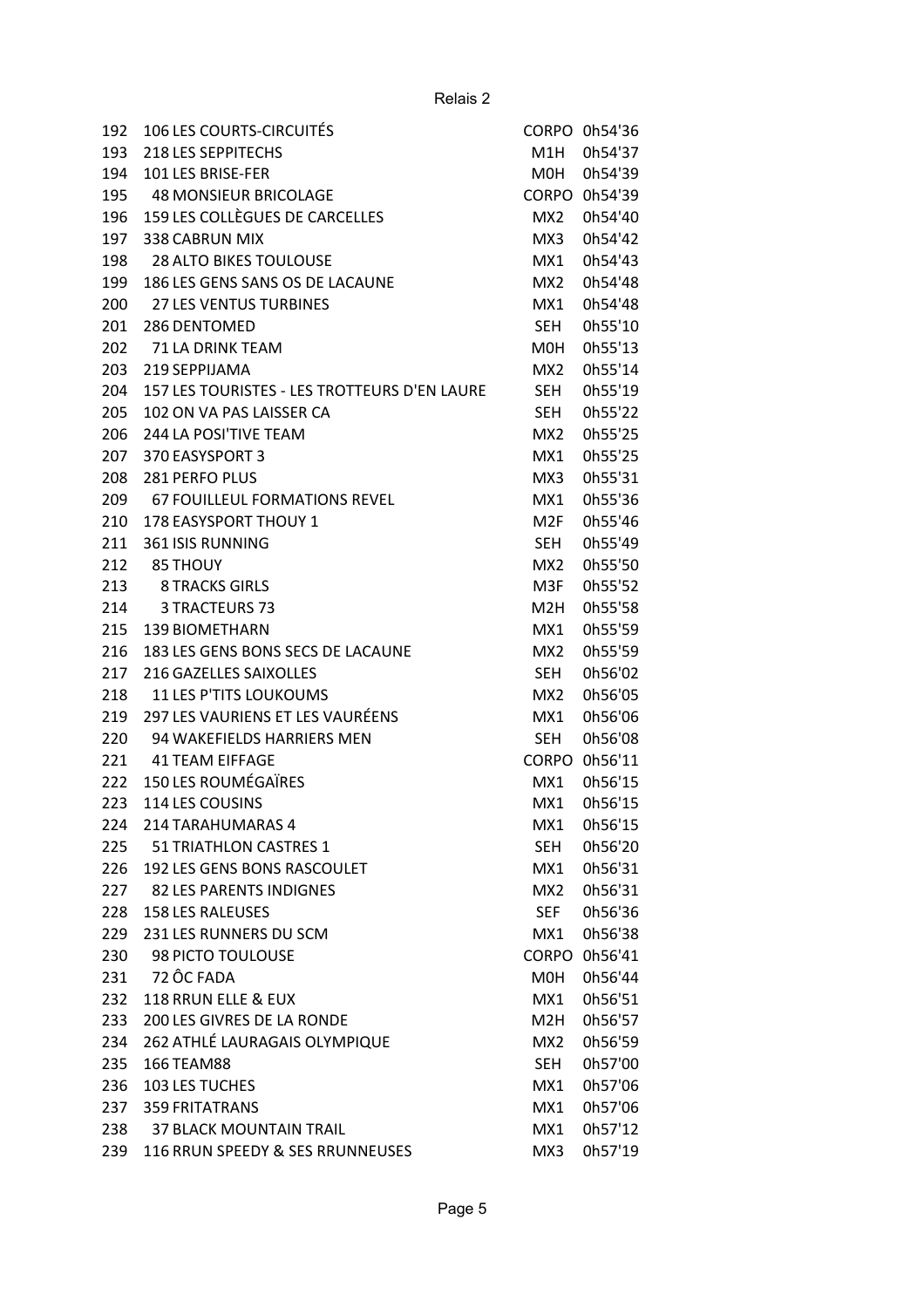Relais 2

| | | | |
|---|---|---|---|
| 192 | 106 LES COURTS-CIRCUITÉS | CORPO | 0h54'36 |
| 193 | 218 LES SEPPITECHS | M1H | 0h54'37 |
| 194 | 101 LES BRISE-FER | M0H | 0h54'39 |
| 195 | 48 MONSIEUR BRICOLAGE | CORPO | 0h54'39 |
| 196 | 159 LES COLLÈGUES DE CARCELLES | MX2 | 0h54'40 |
| 197 | 338 CABRUN MIX | MX3 | 0h54'42 |
| 198 | 28 ALTO BIKES TOULOUSE | MX1 | 0h54'43 |
| 199 | 186 LES GENS SANS OS DE LACAUNE | MX2 | 0h54'48 |
| 200 | 27 LES VENTUS TURBINES | MX1 | 0h54'48 |
| 201 | 286 DENTOMED | SEH | 0h55'10 |
| 202 | 71 LA DRINK TEAM | M0H | 0h55'13 |
| 203 | 219 SEPPIJAMA | MX2 | 0h55'14 |
| 204 | 157 LES TOURISTES - LES TROTTEURS D'EN LAURE | SEH | 0h55'19 |
| 205 | 102 ON VA PAS LAISSER CA | SEH | 0h55'22 |
| 206 | 244 LA POSI'TIVE TEAM | MX2 | 0h55'25 |
| 207 | 370 EASYSPORT 3 | MX1 | 0h55'25 |
| 208 | 281 PERFO PLUS | MX3 | 0h55'31 |
| 209 | 67 FOUILLEUL FORMATIONS REVEL | MX1 | 0h55'36 |
| 210 | 178 EASYSPORT THOUY 1 | M2F | 0h55'46 |
| 211 | 361 ISIS RUNNING | SEH | 0h55'49 |
| 212 | 85 THOUY | MX2 | 0h55'50 |
| 213 | 8 TRACKS GIRLS | M3F | 0h55'52 |
| 214 | 3 TRACTEURS 73 | M2H | 0h55'58 |
| 215 | 139 BIOMETHARN | MX1 | 0h55'59 |
| 216 | 183 LES GENS BONS SECS DE LACAUNE | MX2 | 0h55'59 |
| 217 | 216 GAZELLES SAIXOLLES | SEH | 0h56'02 |
| 218 | 11 LES P'TITS LOUKOUMS | MX2 | 0h56'05 |
| 219 | 297 LES VAURIENS ET LES VAURÉENS | MX1 | 0h56'06 |
| 220 | 94 WAKEFIELDS HARRIERS MEN | SEH | 0h56'08 |
| 221 | 41 TEAM EIFFAGE | CORPO | 0h56'11 |
| 222 | 150 LES ROUMÉGAÏRES | MX1 | 0h56'15 |
| 223 | 114 LES COUSINS | MX1 | 0h56'15 |
| 224 | 214 TARAHUMARAS 4 | MX1 | 0h56'15 |
| 225 | 51 TRIATHLON CASTRES 1 | SEH | 0h56'20 |
| 226 | 192 LES GENS BONS RASCOULET | MX1 | 0h56'31 |
| 227 | 82 LES PARENTS INDIGNES | MX2 | 0h56'31 |
| 228 | 158 LES RALEUSES | SEF | 0h56'36 |
| 229 | 231 LES RUNNERS DU SCM | MX1 | 0h56'38 |
| 230 | 98 PICTO TOULOUSE | CORPO | 0h56'41 |
| 231 | 72 ÔC FADA | M0H | 0h56'44 |
| 232 | 118 RRUN ELLE & EUX | MX1 | 0h56'51 |
| 233 | 200 LES GIVRES DE LA RONDE | M2H | 0h56'57 |
| 234 | 262 ATHLÉ LAURAGAIS OLYMPIQUE | MX2 | 0h56'59 |
| 235 | 166 TEAM88 | SEH | 0h57'00 |
| 236 | 103 LES TUCHES | MX1 | 0h57'06 |
| 237 | 359 FRITATRANS | MX1 | 0h57'06 |
| 238 | 37 BLACK MOUNTAIN TRAIL | MX1 | 0h57'12 |
| 239 | 116 RRUN SPEEDY & SES RRUNNEUSES | MX3 | 0h57'19 |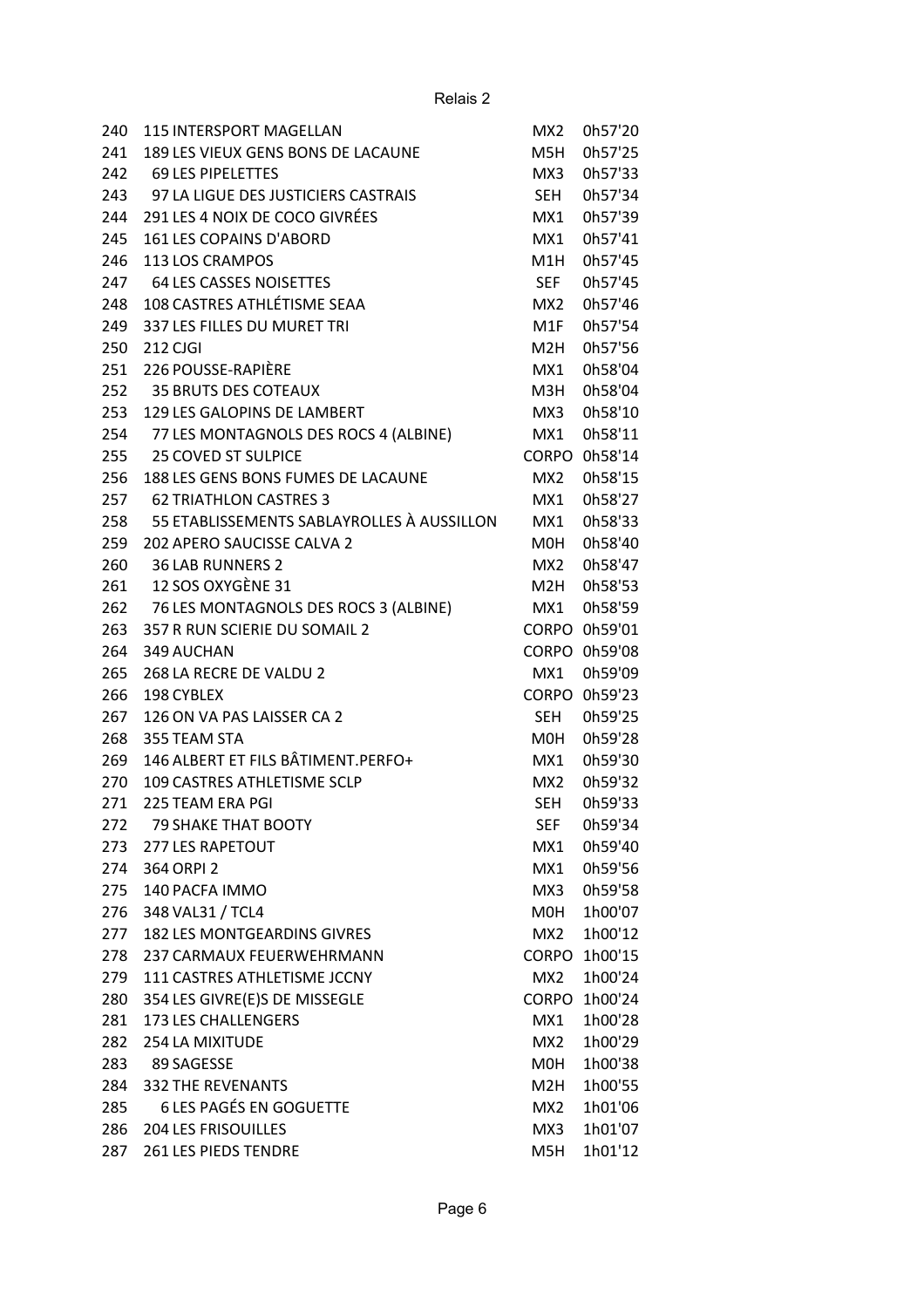Relais 2

| Clt | Équipe | Cat. | Temps |
|---|---|---|---|
| 240 | 115 INTERSPORT MAGELLAN | MX2 | 0h57'20 |
| 241 | 189 LES VIEUX GENS BONS DE LACAUNE | M5H | 0h57'25 |
| 242 | 69 LES PIPELETTES | MX3 | 0h57'33 |
| 243 | 97 LA LIGUE DES JUSTICIERS CASTRAIS | SEH | 0h57'34 |
| 244 | 291 LES 4 NOIX DE COCO GIVRÉES | MX1 | 0h57'39 |
| 245 | 161 LES COPAINS D'ABORD | MX1 | 0h57'41 |
| 246 | 113 LOS CRAMPOS | M1H | 0h57'45 |
| 247 | 64 LES CASSES NOISETTES | SEF | 0h57'45 |
| 248 | 108 CASTRES ATHLÉTISME SEAA | MX2 | 0h57'46 |
| 249 | 337 LES FILLES DU MURET TRI | M1F | 0h57'54 |
| 250 | 212 CJGI | M2H | 0h57'56 |
| 251 | 226 POUSSE-RAPIÈRE | MX1 | 0h58'04 |
| 252 | 35 BRUTS DES COTEAUX | M3H | 0h58'04 |
| 253 | 129 LES GALOPINS DE LAMBERT | MX3 | 0h58'10 |
| 254 | 77 LES MONTAGNOLS DES ROCS 4 (ALBINE) | MX1 | 0h58'11 |
| 255 | 25 COVED ST SULPICE | CORPO | 0h58'14 |
| 256 | 188 LES GENS BONS FUMES DE LACAUNE | MX2 | 0h58'15 |
| 257 | 62 TRIATHLON CASTRES 3 | MX1 | 0h58'27 |
| 258 | 55 ETABLISSEMENTS SABLAYROLLES À AUSSILLON | MX1 | 0h58'33 |
| 259 | 202 APERO SAUCISSE CALVA 2 | M0H | 0h58'40 |
| 260 | 36 LAB RUNNERS 2 | MX2 | 0h58'47 |
| 261 | 12 SOS OXYGÈNE 31 | M2H | 0h58'53 |
| 262 | 76 LES MONTAGNOLS DES ROCS 3 (ALBINE) | MX1 | 0h58'59 |
| 263 | 357 R RUN SCIERIE DU SOMAIL 2 | CORPO | 0h59'01 |
| 264 | 349 AUCHAN | CORPO | 0h59'08 |
| 265 | 268 LA RECRE DE VALDU 2 | MX1 | 0h59'09 |
| 266 | 198 CYBLEX | CORPO | 0h59'23 |
| 267 | 126 ON VA PAS LAISSER CA 2 | SEH | 0h59'25 |
| 268 | 355 TEAM STA | M0H | 0h59'28 |
| 269 | 146 ALBERT ET FILS BÂTIMENT.PERFO+ | MX1 | 0h59'30 |
| 270 | 109 CASTRES ATHLETISME SCLP | MX2 | 0h59'32 |
| 271 | 225 TEAM ERA PGI | SEH | 0h59'33 |
| 272 | 79 SHAKE THAT BOOTY | SEF | 0h59'34 |
| 273 | 277 LES RAPETOUT | MX1 | 0h59'40 |
| 274 | 364 ORPI 2 | MX1 | 0h59'56 |
| 275 | 140 PACFA IMMO | MX3 | 0h59'58 |
| 276 | 348 VAL31 / TCL4 | M0H | 1h00'07 |
| 277 | 182 LES MONTGEARDINS GIVRES | MX2 | 1h00'12 |
| 278 | 237 CARMAUX FEUERWEHRMANN | CORPO | 1h00'15 |
| 279 | 111 CASTRES ATHLETISME JCCNY | MX2 | 1h00'24 |
| 280 | 354 LES GIVRE(E)S DE MISSEGLE | CORPO | 1h00'24 |
| 281 | 173 LES CHALLENGERS | MX1 | 1h00'28 |
| 282 | 254 LA MIXITUDE | MX2 | 1h00'29 |
| 283 | 89 SAGESSE | M0H | 1h00'38 |
| 284 | 332 THE REVENANTS | M2H | 1h00'55 |
| 285 | 6 LES PAGÉS EN GOGUETTE | MX2 | 1h01'06 |
| 286 | 204 LES FRISOUILLES | MX3 | 1h01'07 |
| 287 | 261 LES PIEDS TENDRE | M5H | 1h01'12 |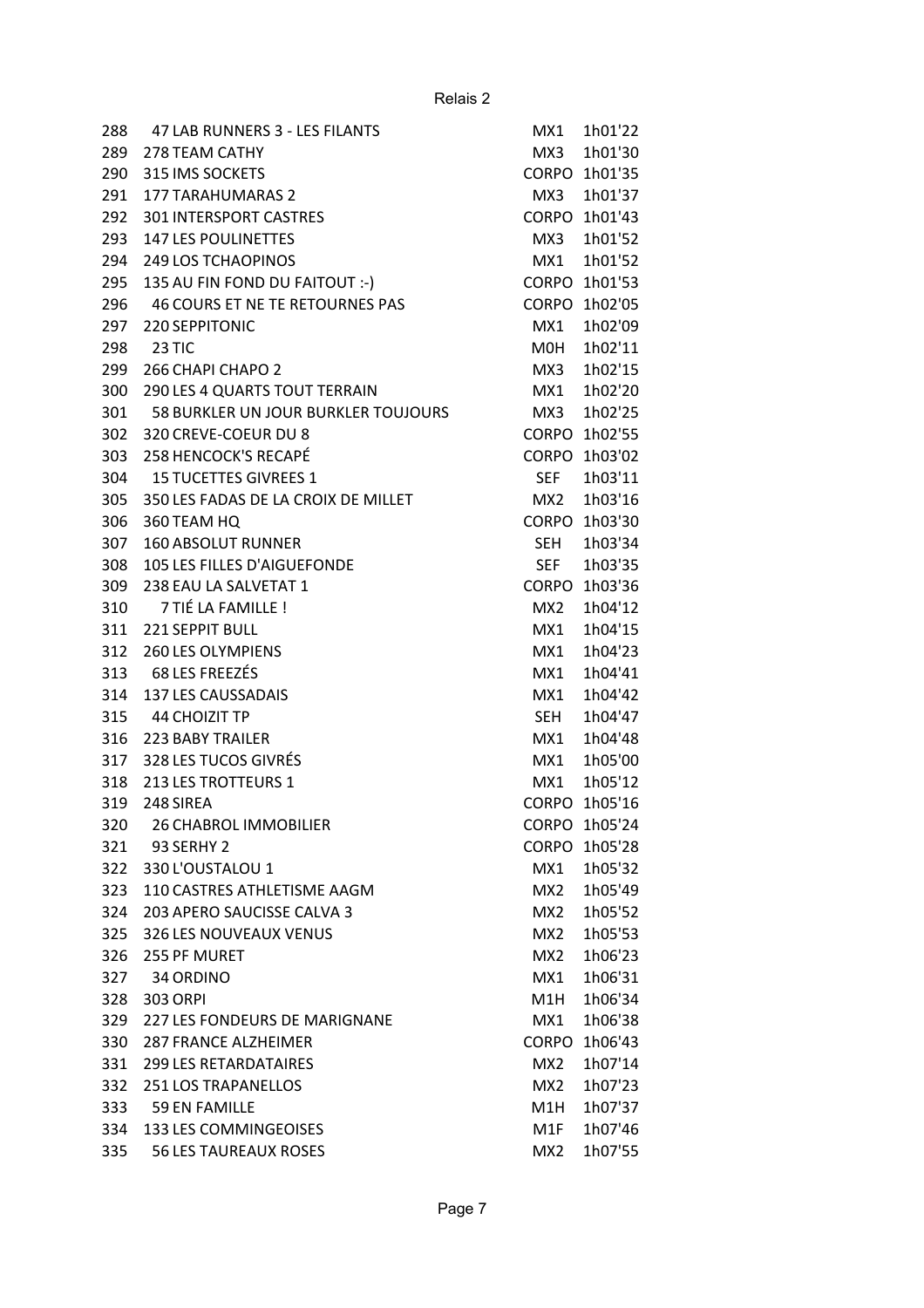Relais 2

| | | | |
|---|---|---|---|
| 288 | 47 LAB RUNNERS 3 - LES FILANTS | MX1 | 1h01'22 |
| 289 | 278 TEAM CATHY | MX3 | 1h01'30 |
| 290 | 315 IMS SOCKETS | CORPO | 1h01'35 |
| 291 | 177 TARAHUMARAS 2 | MX3 | 1h01'37 |
| 292 | 301 INTERSPORT CASTRES | CORPO | 1h01'43 |
| 293 | 147 LES POULINETTES | MX3 | 1h01'52 |
| 294 | 249 LOS TCHAOPINOS | MX1 | 1h01'52 |
| 295 | 135 AU FIN FOND DU FAITOUT :-) | CORPO | 1h01'53 |
| 296 | 46 COURS ET NE TE RETOURNES PAS | CORPO | 1h02'05 |
| 297 | 220 SEPPITONIC | MX1 | 1h02'09 |
| 298 | 23 TIC | M0H | 1h02'11 |
| 299 | 266 CHAPI CHAPO 2 | MX3 | 1h02'15 |
| 300 | 290 LES 4 QUARTS TOUT TERRAIN | MX1 | 1h02'20 |
| 301 | 58 BURKLER UN JOUR BURKLER TOUJOURS | MX3 | 1h02'25 |
| 302 | 320 CREVE-COEUR DU 8 | CORPO | 1h02'55 |
| 303 | 258 HENCOCK'S RECAPÉ | CORPO | 1h03'02 |
| 304 | 15 TUCETTES GIVREES 1 | SEF | 1h03'11 |
| 305 | 350 LES FADAS DE LA CROIX DE MILLET | MX2 | 1h03'16 |
| 306 | 360 TEAM HQ | CORPO | 1h03'30 |
| 307 | 160 ABSOLUT RUNNER | SEH | 1h03'34 |
| 308 | 105 LES FILLES D'AIGUEFONDE | SEF | 1h03'35 |
| 309 | 238 EAU LA SALVETAT 1 | CORPO | 1h03'36 |
| 310 | 7 TIÉ LA FAMILLE ! | MX2 | 1h04'12 |
| 311 | 221 SEPPIT BULL | MX1 | 1h04'15 |
| 312 | 260 LES OLYMPIENS | MX1 | 1h04'23 |
| 313 | 68 LES FREEZÉS | MX1 | 1h04'41 |
| 314 | 137 LES CAUSSADAIS | MX1 | 1h04'42 |
| 315 | 44 CHOIZIT TP | SEH | 1h04'47 |
| 316 | 223 BABY TRAILER | MX1 | 1h04'48 |
| 317 | 328 LES TUCOS GIVRÉS | MX1 | 1h05'00 |
| 318 | 213 LES TROTTEURS 1 | MX1 | 1h05'12 |
| 319 | 248 SIREA | CORPO | 1h05'16 |
| 320 | 26 CHABROL IMMOBILIER | CORPO | 1h05'24 |
| 321 | 93 SERHY 2 | CORPO | 1h05'28 |
| 322 | 330 L'OUSTALOU 1 | MX1 | 1h05'32 |
| 323 | 110 CASTRES ATHLETISME AAGM | MX2 | 1h05'49 |
| 324 | 203 APERO SAUCISSE CALVA 3 | MX2 | 1h05'52 |
| 325 | 326 LES NOUVEAUX VENUS | MX2 | 1h05'53 |
| 326 | 255 PF MURET | MX2 | 1h06'23 |
| 327 | 34 ORDINO | MX1 | 1h06'31 |
| 328 | 303 ORPI | M1H | 1h06'34 |
| 329 | 227 LES FONDEURS DE MARIGNANE | MX1 | 1h06'38 |
| 330 | 287 FRANCE ALZHEIMER | CORPO | 1h06'43 |
| 331 | 299 LES RETARDATAIRES | MX2 | 1h07'14 |
| 332 | 251 LOS TRAPANELLOS | MX2 | 1h07'23 |
| 333 | 59 EN FAMILLE | M1H | 1h07'37 |
| 334 | 133 LES COMMINGEOISES | M1F | 1h07'46 |
| 335 | 56 LES TAUREAUX ROSES | MX2 | 1h07'55 |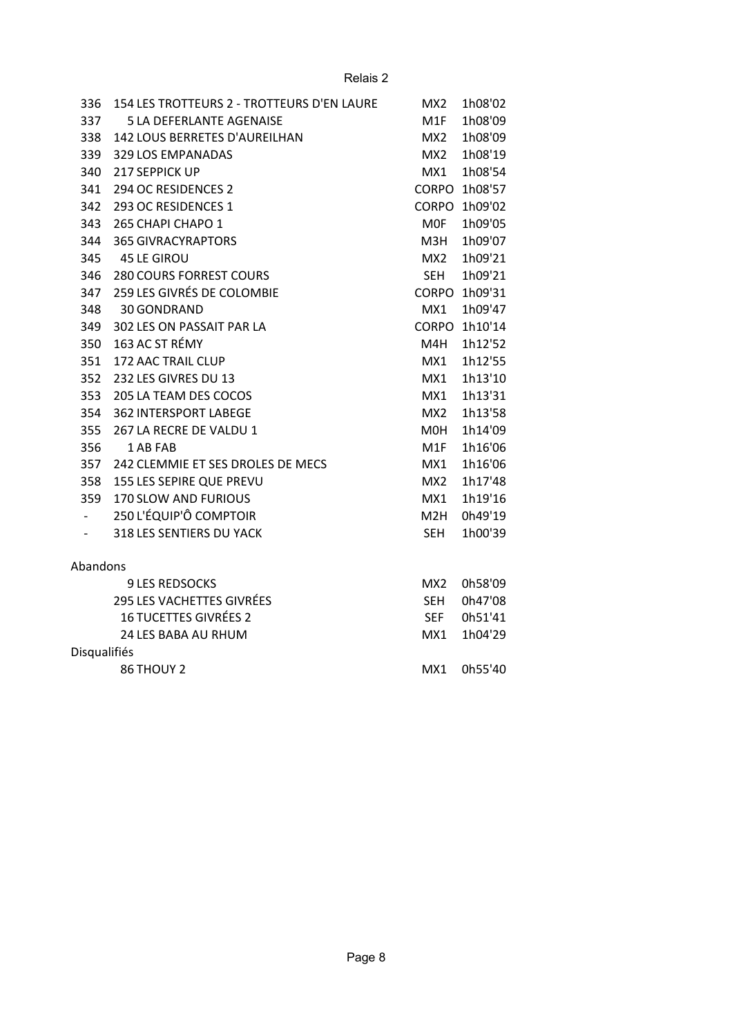Relais 2

| Rang | N° Équipe | Catégorie | Temps |
|---|---|---|---|
| 336 | 154 LES TROTTEURS 2 - TROTTEURS D'EN LAURE | MX2 | 1h08'02 |
| 337 | 5 LA DEFERLANTE AGENAISE | M1F | 1h08'09 |
| 338 | 142 LOUS BERRETES D'AUREILHAN | MX2 | 1h08'09 |
| 339 | 329 LOS EMPANADAS | MX2 | 1h08'19 |
| 340 | 217 SEPPICK UP | MX1 | 1h08'54 |
| 341 | 294 OC RESIDENCES 2 | CORPO | 1h08'57 |
| 342 | 293 OC RESIDENCES 1 | CORPO | 1h09'02 |
| 343 | 265 CHAPI CHAPO 1 | M0F | 1h09'05 |
| 344 | 365 GIVRACYRAPTORS | M3H | 1h09'07 |
| 345 | 45 LE GIROU | MX2 | 1h09'21 |
| 346 | 280 COURS FORREST COURS | SEH | 1h09'21 |
| 347 | 259 LES GIVRÉS DE COLOMBIE | CORPO | 1h09'31 |
| 348 | 30 GONDRAND | MX1 | 1h09'47 |
| 349 | 302 LES ON PASSAIT PAR LA | CORPO | 1h10'14 |
| 350 | 163 AC ST RÉMY | M4H | 1h12'52 |
| 351 | 172 AAC TRAIL CLUP | MX1 | 1h12'55 |
| 352 | 232 LES GIVRES DU 13 | MX1 | 1h13'10 |
| 353 | 205 LA TEAM DES COCOS | MX1 | 1h13'31 |
| 354 | 362 INTERSPORT LABEGE | MX2 | 1h13'58 |
| 355 | 267 LA RECRE DE VALDU 1 | M0H | 1h14'09 |
| 356 | 1 AB FAB | M1F | 1h16'06 |
| 357 | 242 CLEMMIE ET SES DROLES DE MECS | MX1 | 1h16'06 |
| 358 | 155 LES SEPIRE QUE PREVU | MX2 | 1h17'48 |
| 359 | 170 SLOW AND FURIOUS | MX1 | 1h19'16 |
| - | 250 L'ÉQUIP'Ô COMPTOIR | M2H | 0h49'19 |
| - | 318 LES SENTIERS DU YACK | SEH | 1h00'39 |

Abandons

| | N° Équipe | Catégorie | Temps |
|---|---|---|---|
| | 9 LES REDSOCKS | MX2 | 0h58'09 |
| | 295 LES VACHETTES GIVRÉES | SEH | 0h47'08 |
| | 16 TUCETTES GIVRÉES 2 | SEF | 0h51'41 |
| | 24 LES BABA AU RHUM | MX1 | 1h04'29 |

Disqualifiés

| | N° Équipe | Catégorie | Temps |
|---|---|---|---|
| | 86 THOUY 2 | MX1 | 0h55'40 |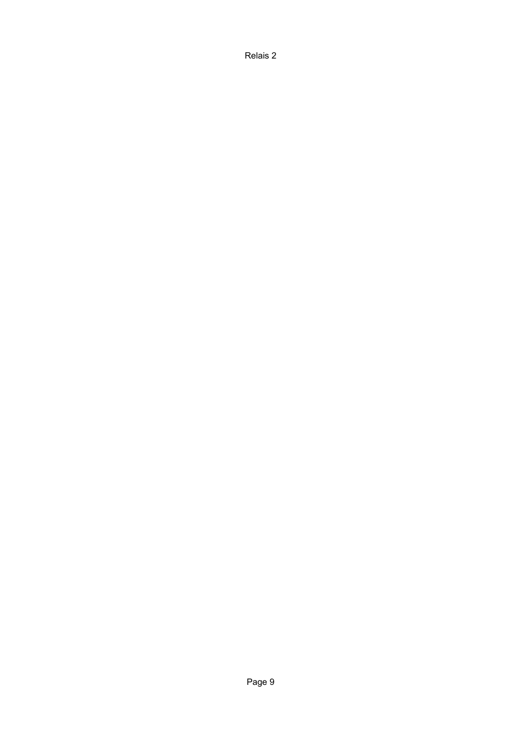Relais 2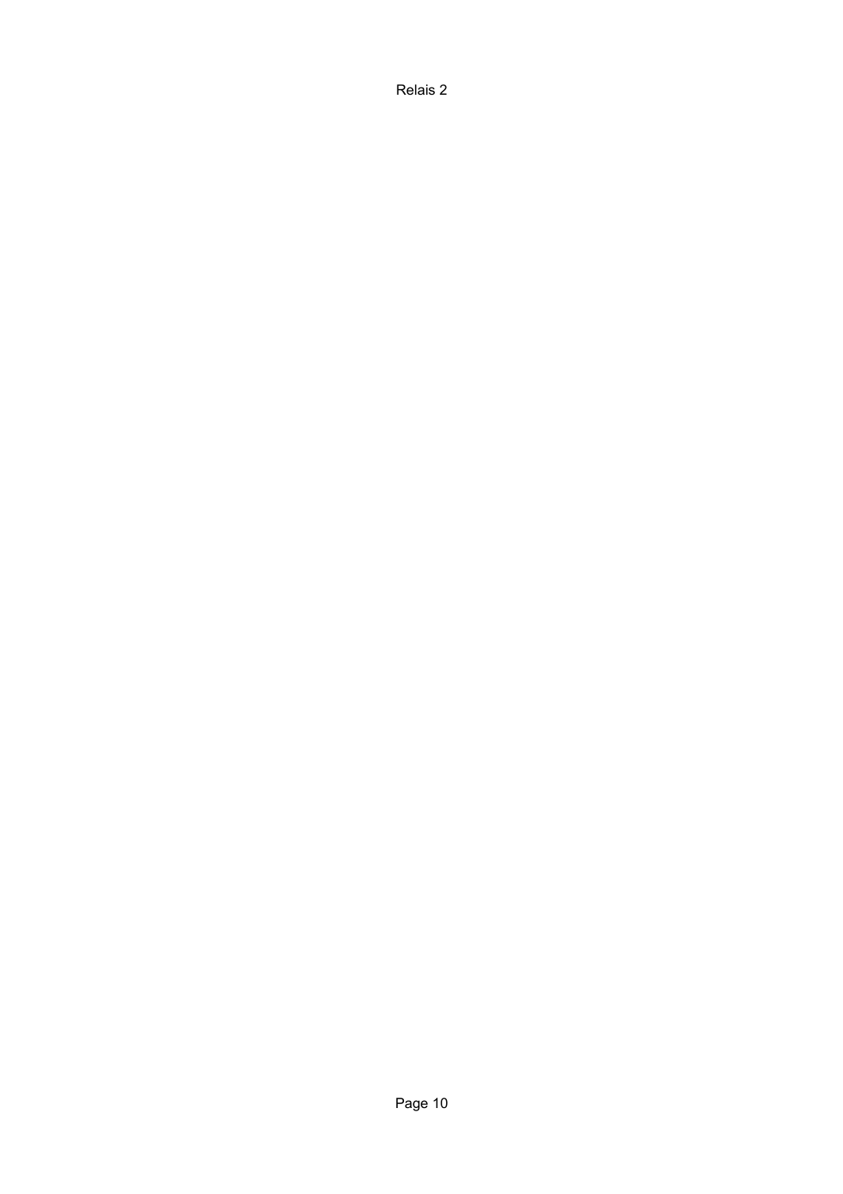Relais 2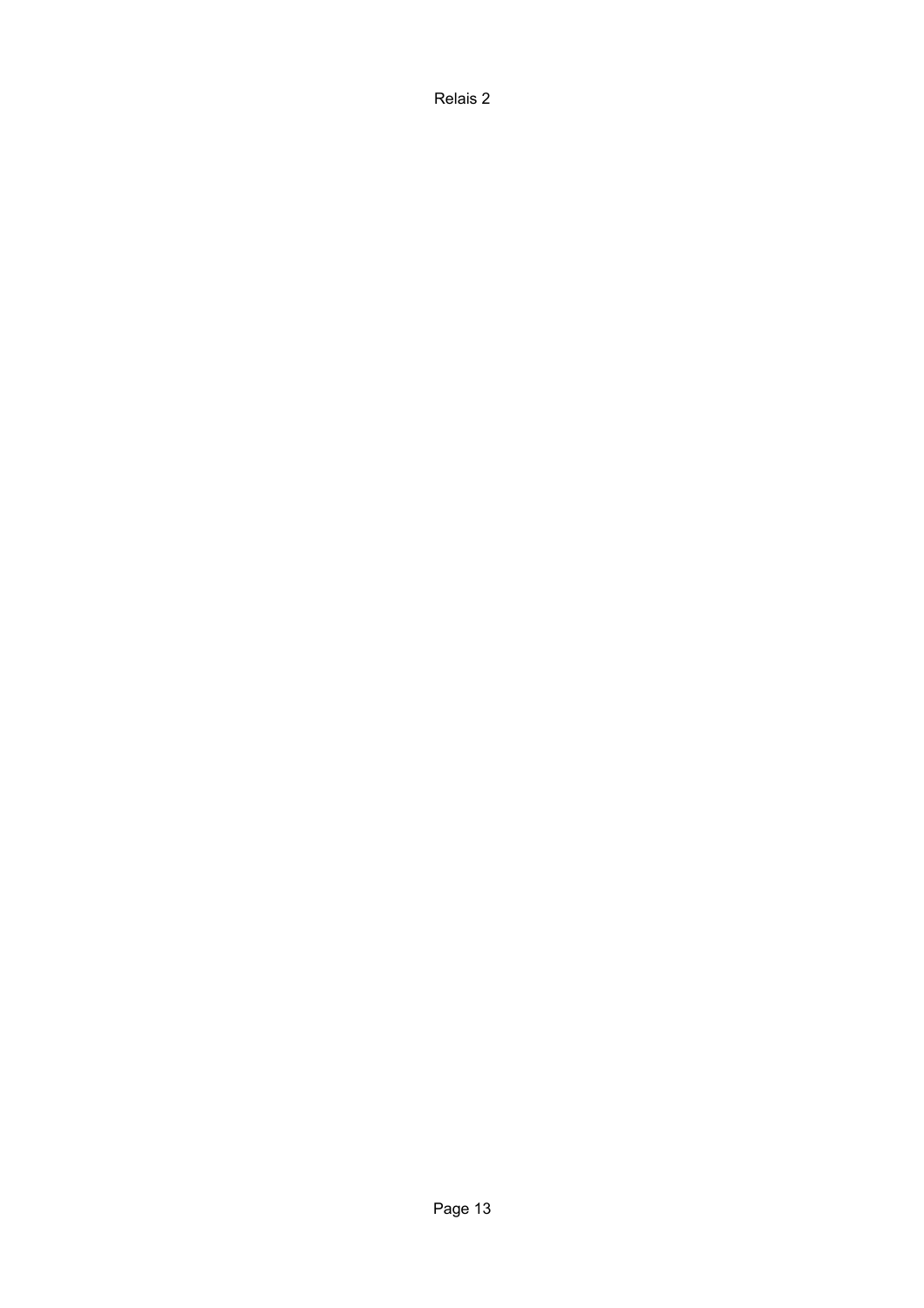Relais 2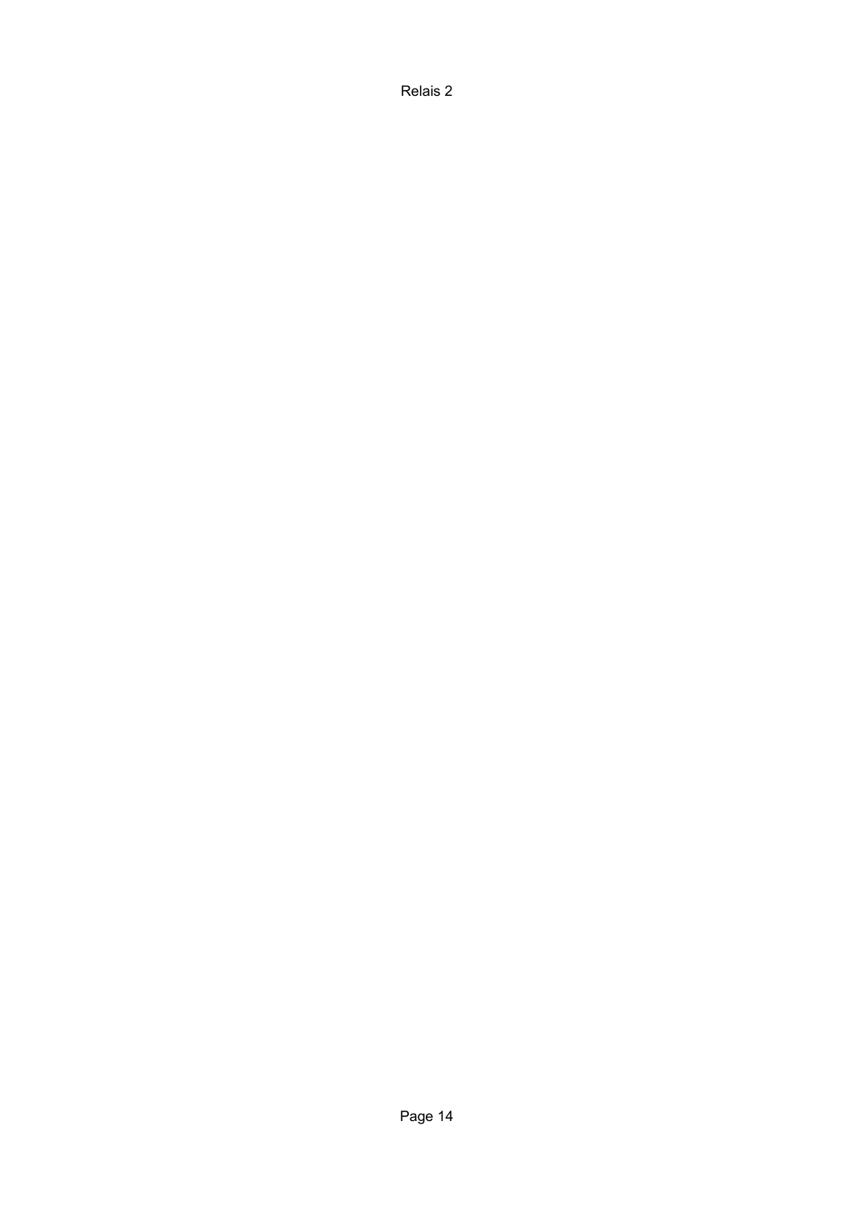Relais 2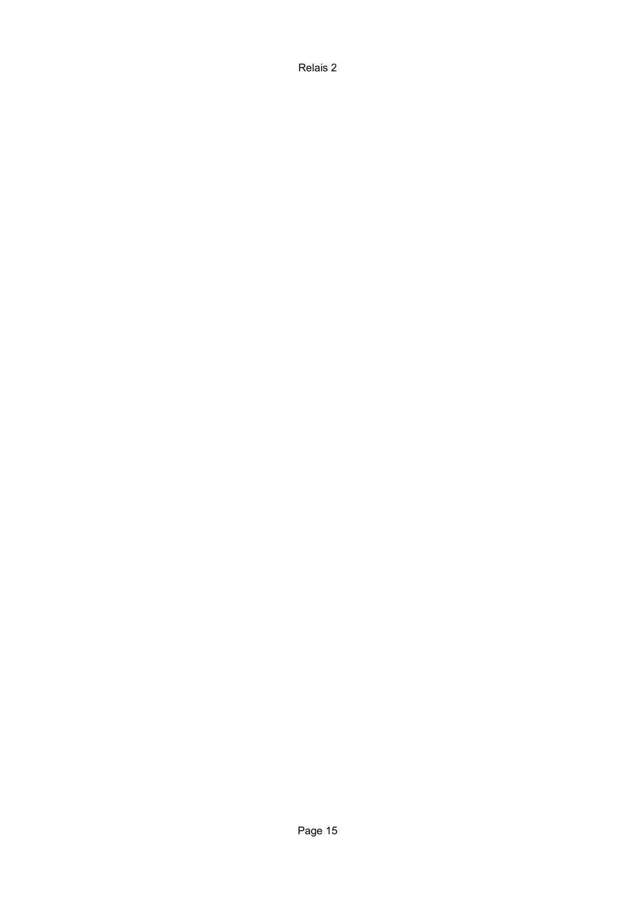Relais 2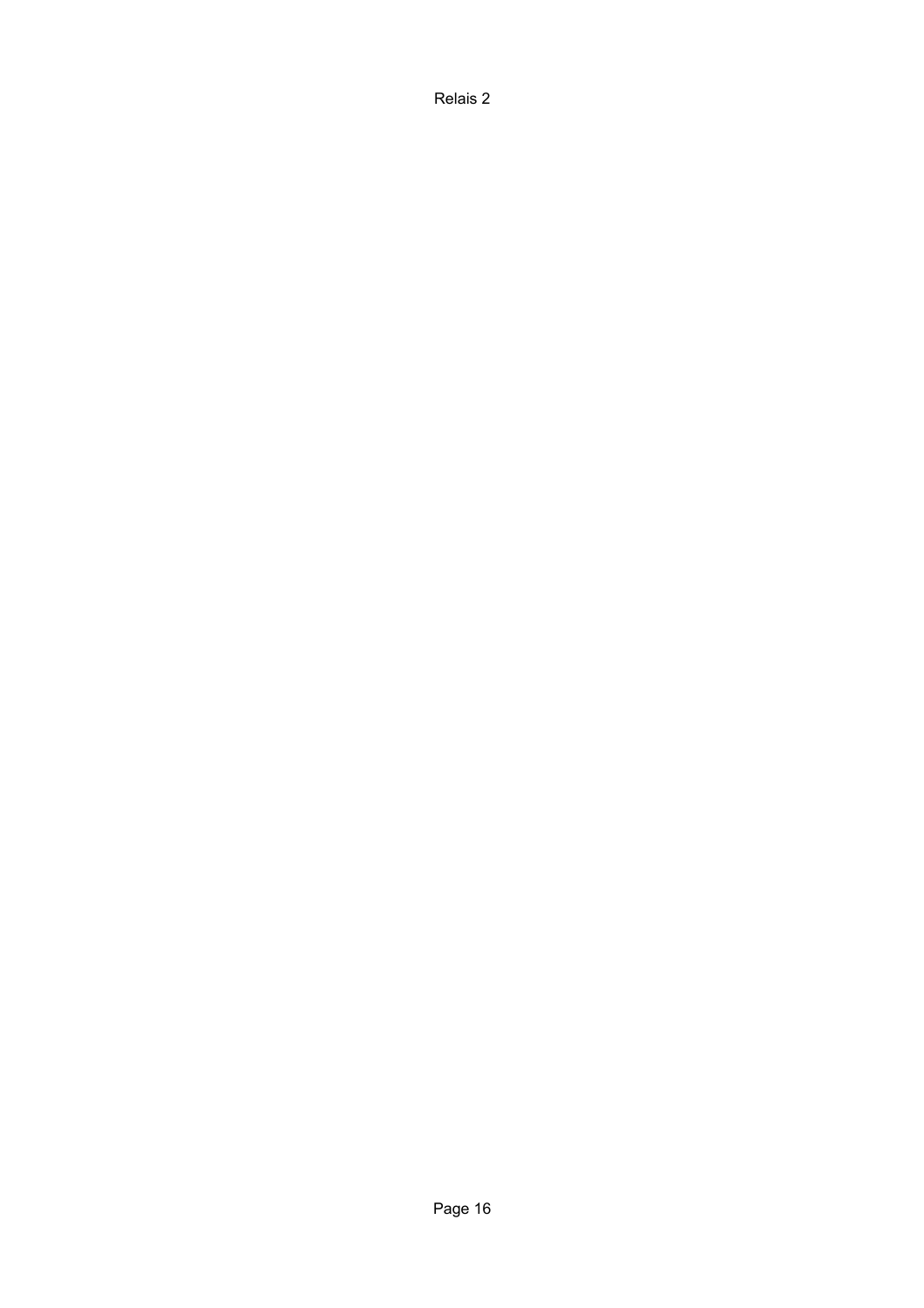Relais 2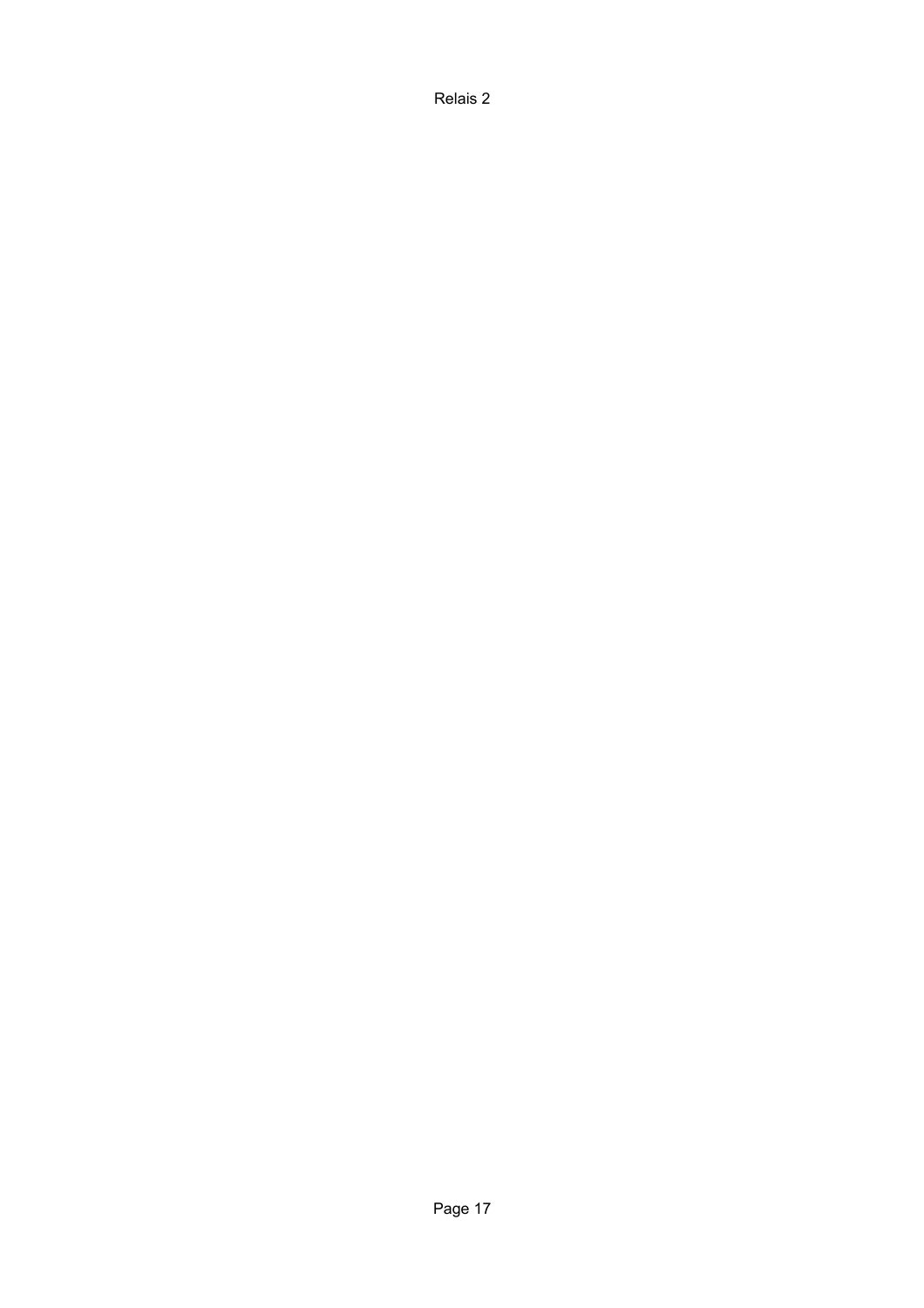Relais 2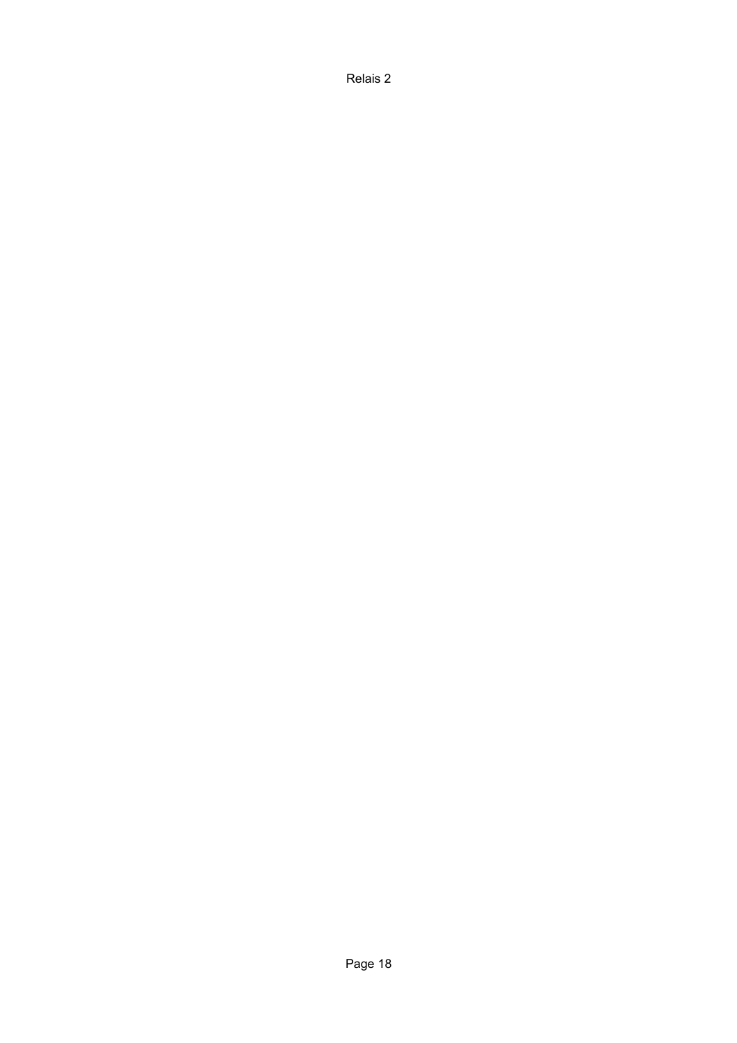Relais 2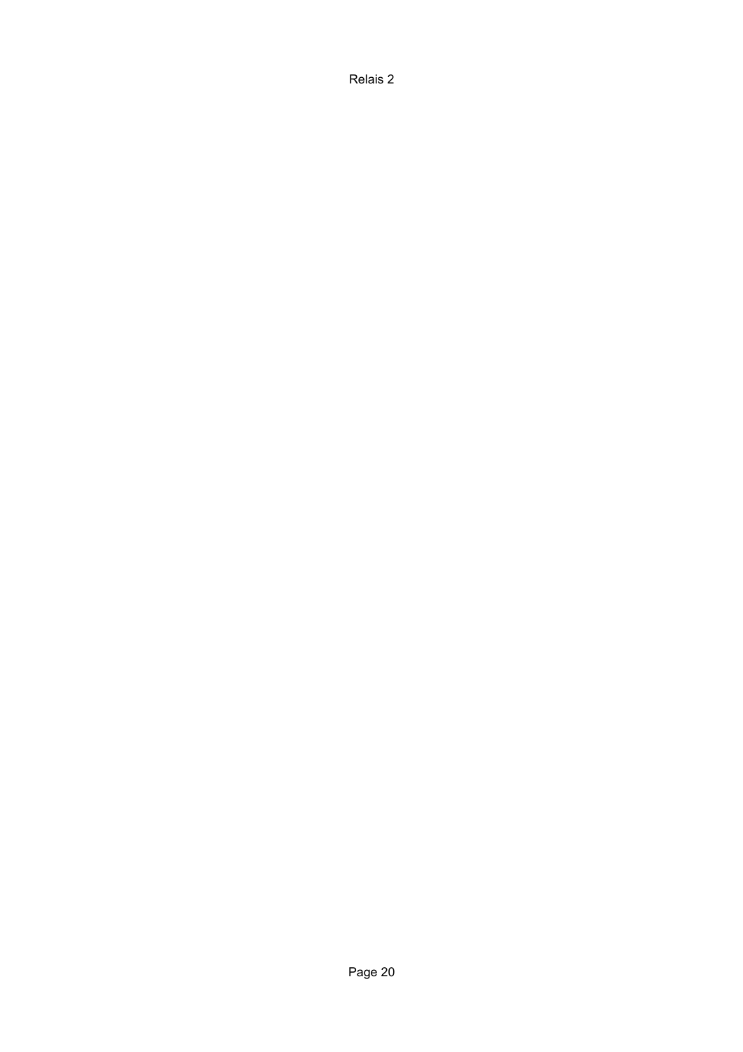Relais 2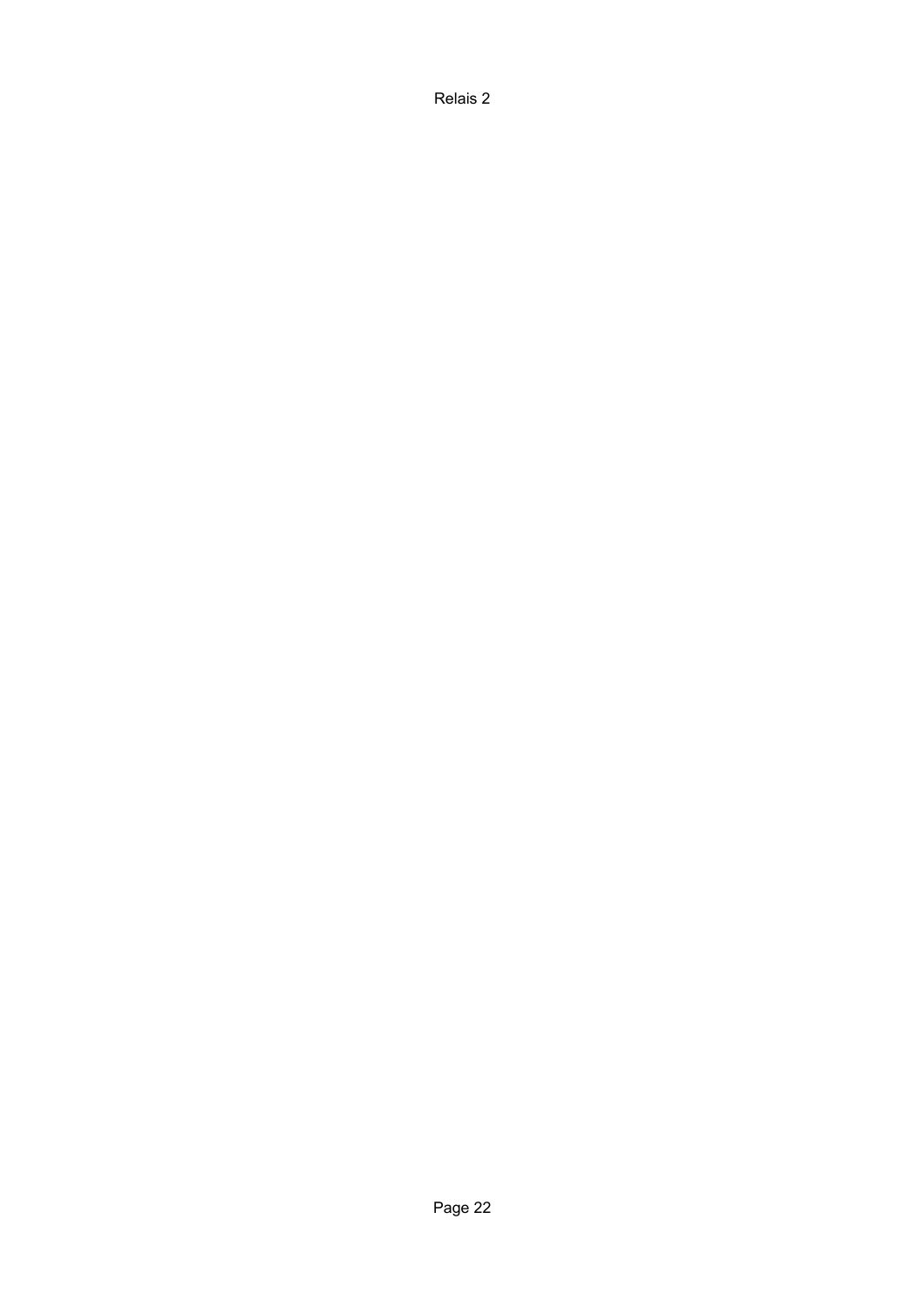Relais 2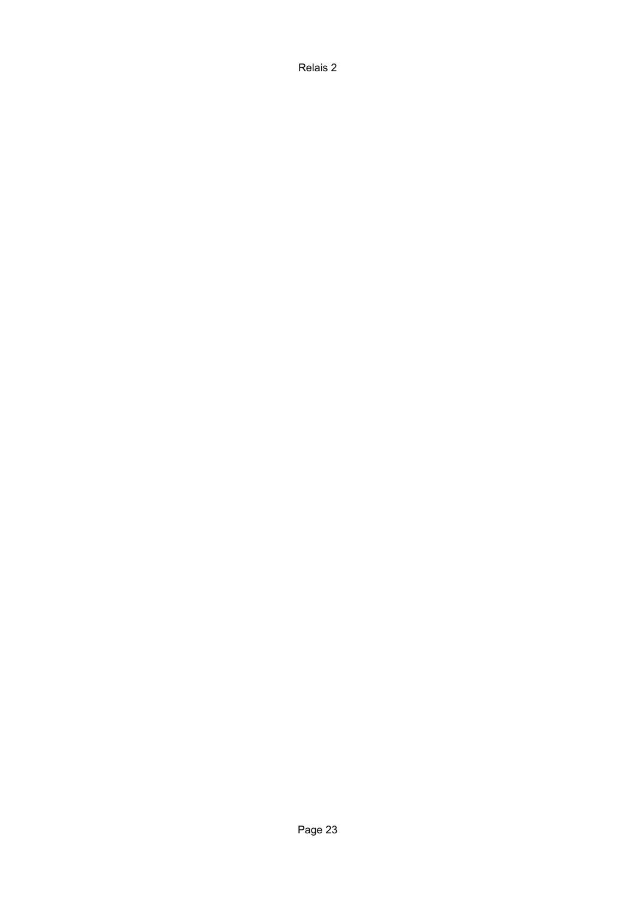Relais 2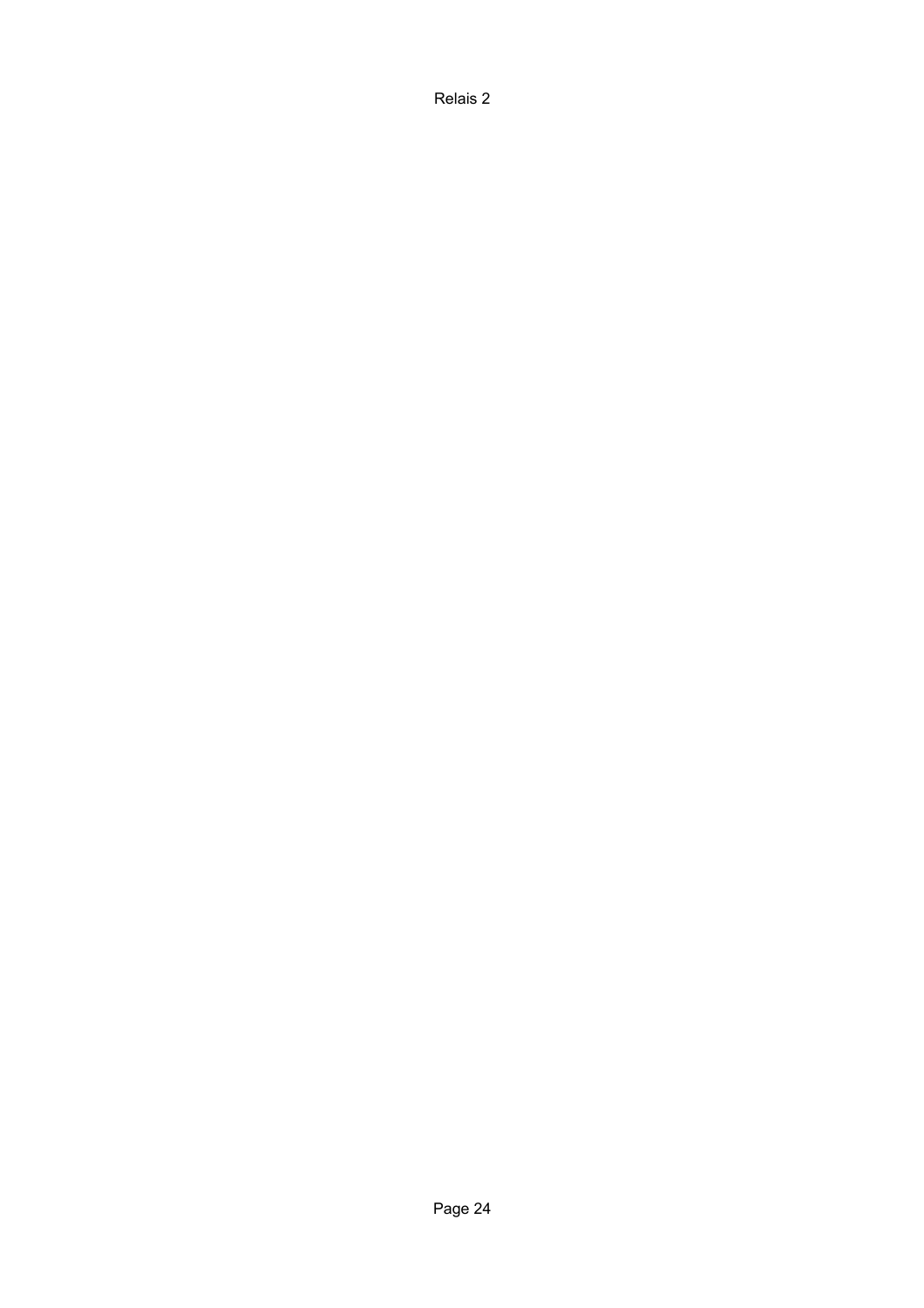Relais 2